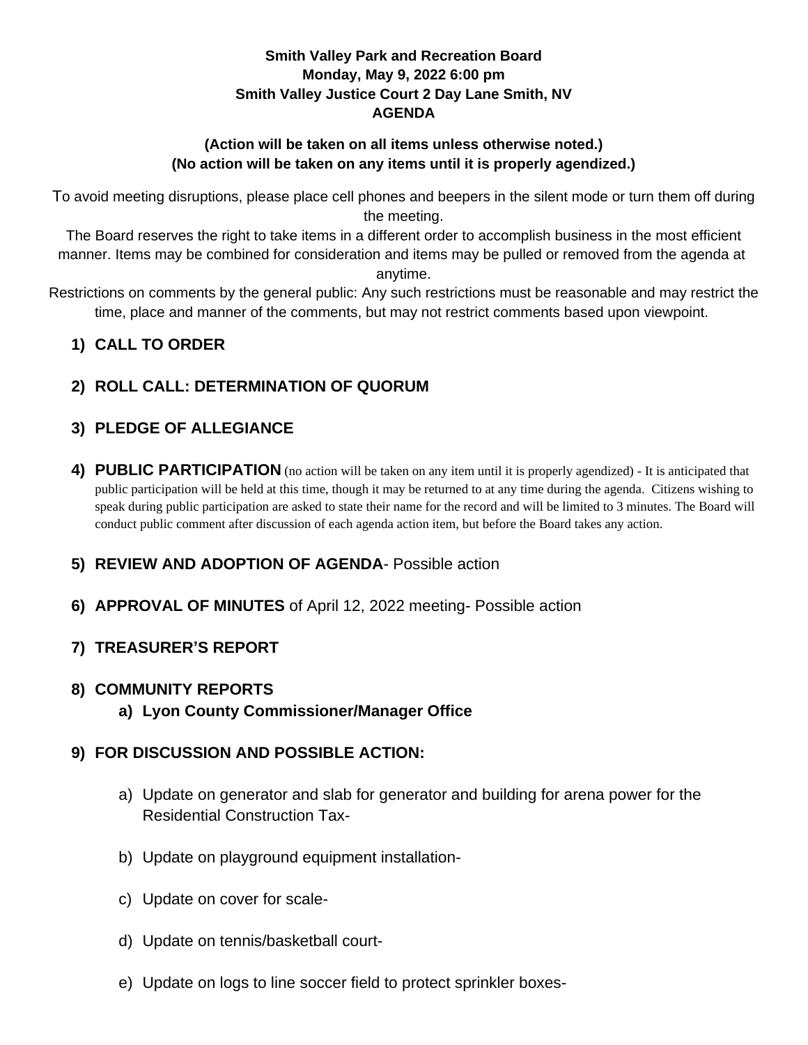**Smith Valley Park and Recreation Board**
**Monday, May 9, 2022 6:00 pm**
**Smith Valley Justice Court 2 Day Lane Smith, NV**
**AGENDA**

**(Action will be taken on all items unless otherwise noted.)**
**(No action will be taken on any items until it is properly agendized.)**

To avoid meeting disruptions, please place cell phones and beepers in the silent mode or turn them off during the meeting.

The Board reserves the right to take items in a different order to accomplish business in the most efficient manner. Items may be combined for consideration and items may be pulled or removed from the agenda at anytime.

Restrictions on comments by the general public: Any such restrictions must be reasonable and may restrict the time, place and manner of the comments, but may not restrict comments based upon viewpoint.

1) **CALL TO ORDER**

2) **ROLL CALL: DETERMINATION OF QUORUM**

3) **PLEDGE OF ALLEGIANCE**

4) **PUBLIC PARTICIPATION** (no action will be taken on any item until it is properly agendized) - It is anticipated that public participation will be held at this time, though it may be returned to at any time during the agenda. Citizens wishing to speak during public participation are asked to state their name for the record and will be limited to 3 minutes. The Board will conduct public comment after discussion of each agenda action item, but before the Board takes any action.

5) **REVIEW AND ADOPTION OF AGENDA**- Possible action

6) **APPROVAL OF MINUTES** of April 12, 2022 meeting- Possible action

7) **TREASURER'S REPORT**

8) **COMMUNITY REPORTS**
   a) **Lyon County Commissioner/Manager Office**

9) **FOR DISCUSSION AND POSSIBLE ACTION:**
   a) Update on generator and slab for generator and building for arena power for the Residential Construction Tax-
   b) Update on playground equipment installation-
   c) Update on cover for scale-
   d) Update on tennis/basketball court-
   e) Update on logs to line soccer field to protect sprinkler boxes-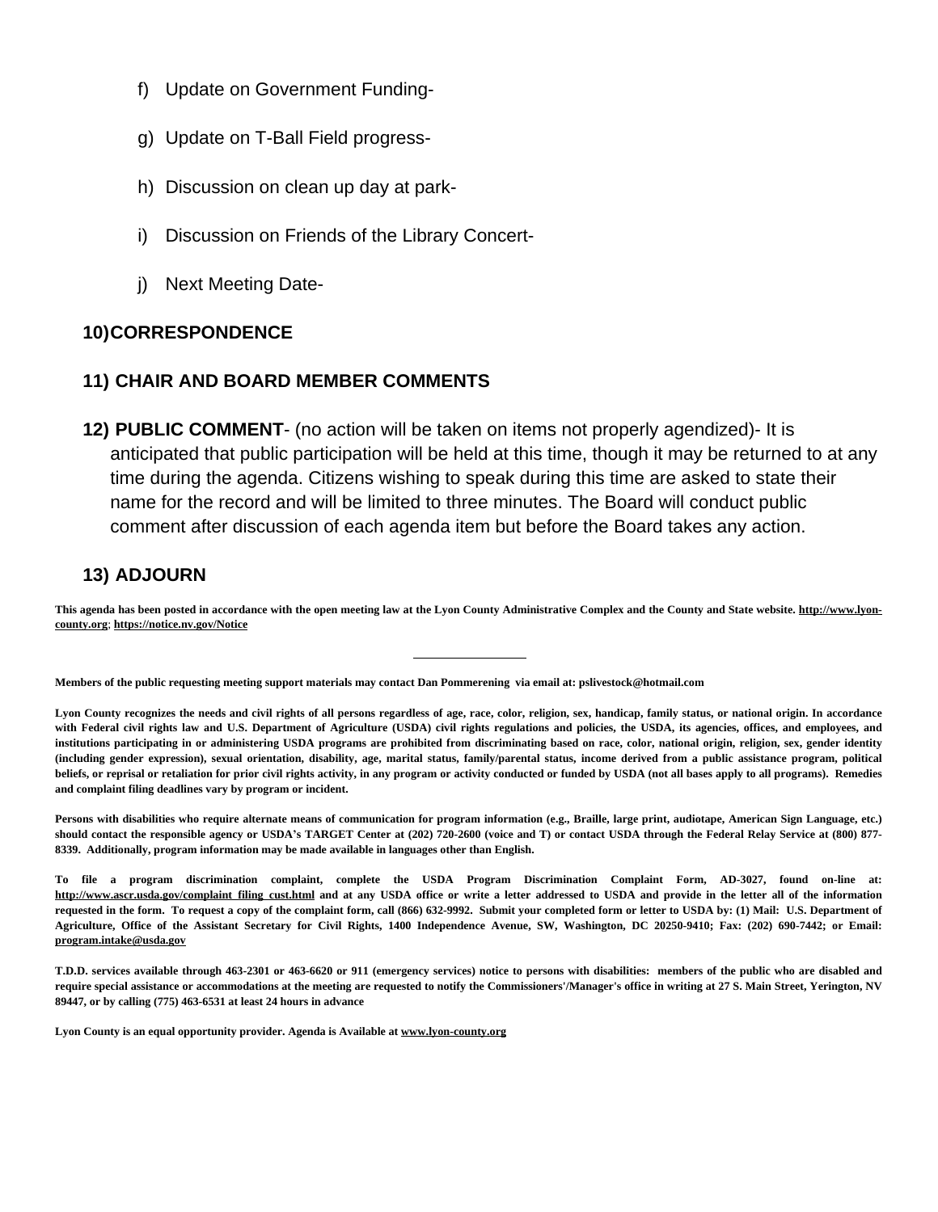f) Update on Government Funding-

g) Update on T-Ball Field progress-

h) Discussion on clean up day at park-

i) Discussion on Friends of the Library Concert-

j) Next Meeting Date-

**10) CORRESPONDENCE**

**11) CHAIR AND BOARD MEMBER COMMENTS**

**12) PUBLIC COMMENT**- (no action will be taken on items not properly agendized)- It is anticipated that public participation will be held at this time, though it may be returned to at any time during the agenda. Citizens wishing to speak during this time are asked to state their name for the record and will be limited to three minutes. The Board will conduct public comment after discussion of each agenda item but before the Board takes any action.

**13) ADJOURN**

**This agenda has been posted in accordance with the open meeting law at the Lyon County Administrative Complex and the County and State website. http://www.lyon-county.org; https://notice.nv.gov/Notice**

---

**Members of the public requesting meeting support materials may contact Dan Pommerening via email at: pslivestock@hotmail.com**

**Lyon County recognizes the needs and civil rights of all persons regardless of age, race, color, religion, sex, handicap, family status, or national origin. In accordance with Federal civil rights law and U.S. Department of Agriculture (USDA) civil rights regulations and policies, the USDA, its agencies, offices, and employees, and institutions participating in or administering USDA programs are prohibited from discriminating based on race, color, national origin, religion, sex, gender identity (including gender expression), sexual orientation, disability, age, marital status, family/parental status, income derived from a public assistance program, political beliefs, or reprisal or retaliation for prior civil rights activity, in any program or activity conducted or funded by USDA (not all bases apply to all programs). Remedies and complaint filing deadlines vary by program or incident.**

**Persons with disabilities who require alternate means of communication for program information (e.g., Braille, large print, audiotape, American Sign Language, etc.) should contact the responsible agency or USDA's TARGET Center at (202) 720-2600 (voice and T) or contact USDA through the Federal Relay Service at (800) 877-8339. Additionally, program information may be made available in languages other than English.**

**To file a program discrimination complaint, complete the USDA Program Discrimination Complaint Form, AD-3027, found on-line at: http://www.ascr.usda.gov/complaint_filing_cust.html and at any USDA office or write a letter addressed to USDA and provide in the letter all of the information requested in the form. To request a copy of the complaint form, call (866) 632-9992. Submit your completed form or letter to USDA by: (1) Mail: U.S. Department of Agriculture, Office of the Assistant Secretary for Civil Rights, 1400 Independence Avenue, SW, Washington, DC 20250-9410; Fax: (202) 690-7442; or Email: program.intake@usda.gov**

**T.D.D. services available through 463-2301 or 463-6620 or 911 (emergency services) notice to persons with disabilities: members of the public who are disabled and require special assistance or accommodations at the meeting are requested to notify the Commissioners'/Manager's office in writing at 27 S. Main Street, Yerington, NV 89447, or by calling (775) 463-6531 at least 24 hours in advance**

**Lyon County is an equal opportunity provider. Agenda is Available at www.lyon-county.org**